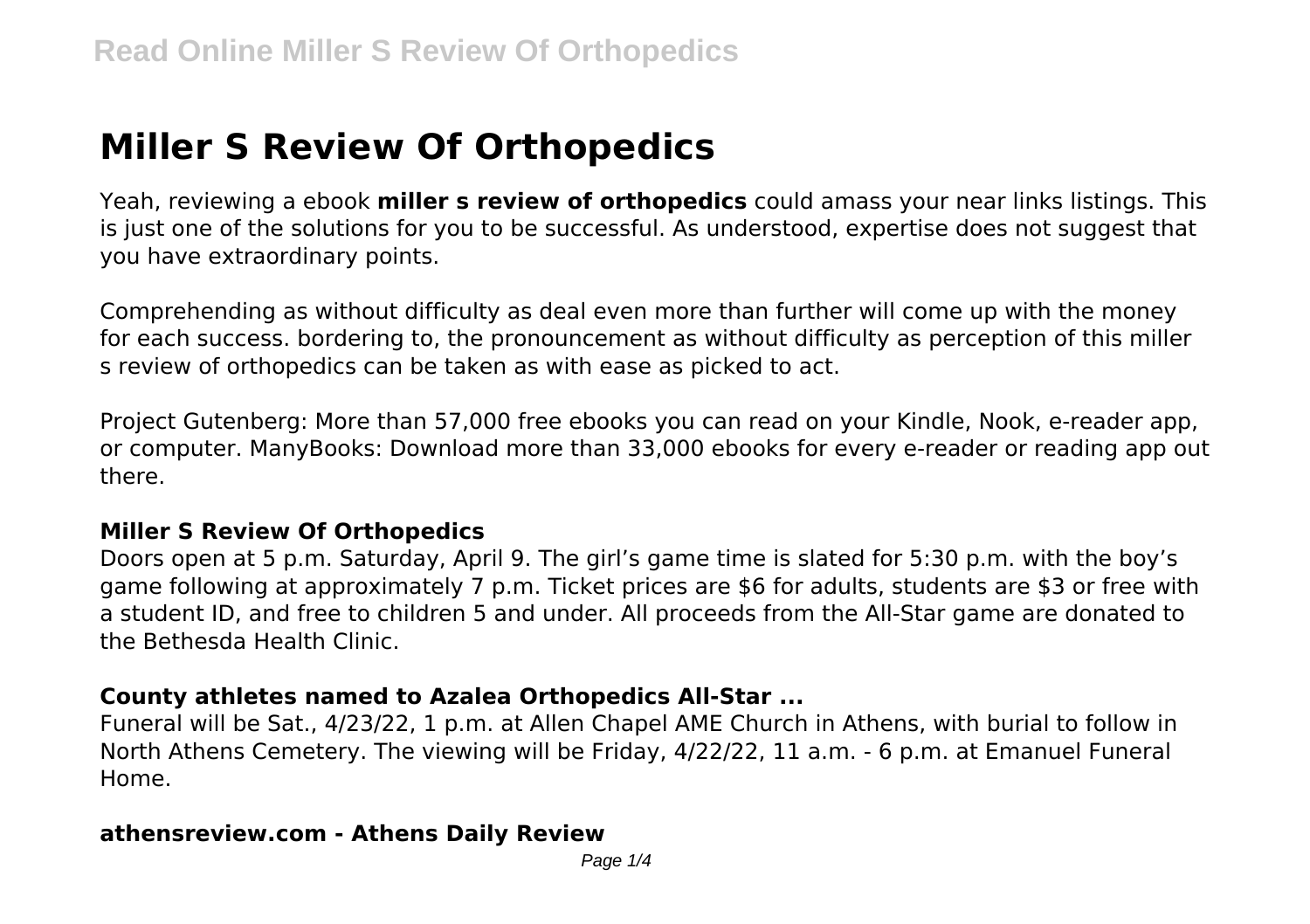# Miller S Review Of Orthopedics

Yeah, reviewing a ebook **miller s review of orthopedics** could amass your near links listings. This is just one of the solutions for you to be successful. As understood, expertise does not suggest that you have extraordinary points.

Comprehending as without difficulty as deal even more than further will come up with the money for each success. bordering to, the pronouncement as without difficulty as perception of this miller s review of orthopedics can be taken as with ease as picked to act.

Project Gutenberg: More than 57,000 free ebooks you can read on your Kindle, Nook, e-reader app, or computer. ManyBooks: Download more than 33,000 ebooks for every e-reader or reading app out there.

### Miller S Review Of Orthopedics

Doors open at 5 p.m. Saturday, April 9. The girl's game time is slated for 5:30 p.m. with the boy's game following at approximately 7 p.m. Ticket prices are $6 for adults, students are $3 or free with a student ID, and free to children 5 and under. All proceeds from the All-Star game are donated to the Bethesda Health Clinic.

### County athletes named to Azalea Orthopedics All-Star ...

Funeral will be Sat., 4/23/22, 1 p.m. at Allen Chapel AME Church in Athens, with burial to follow in North Athens Cemetery. The viewing will be Friday, 4/22/22, 11 a.m. - 6 p.m. at Emanuel Funeral Home.

### athensreview.com - Athens Daily Review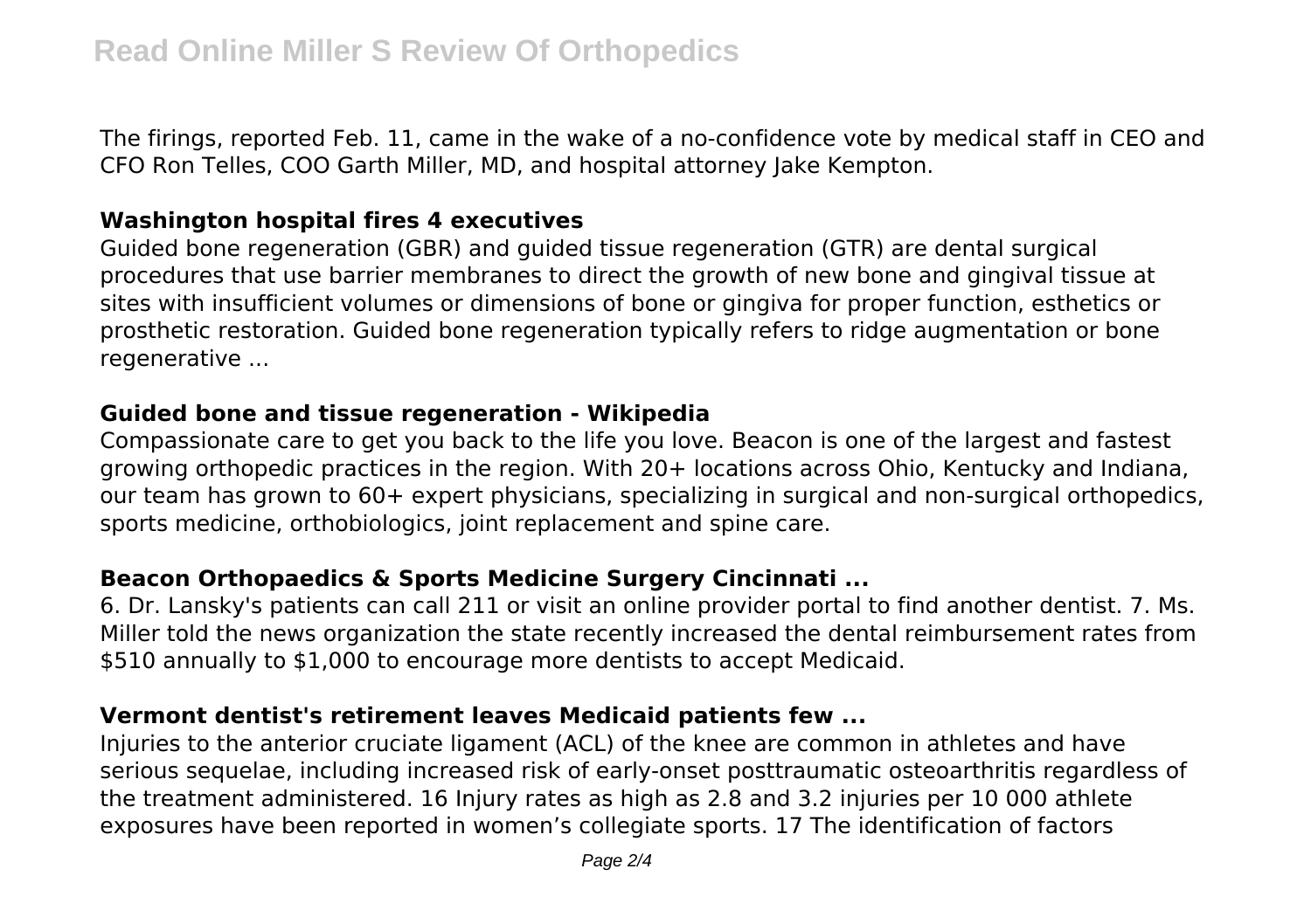The firings, reported Feb. 11, came in the wake of a no-confidence vote by medical staff in CEO and CFO Ron Telles, COO Garth Miller, MD, and hospital attorney Jake Kempton.

### **Washington hospital fires 4 executives**

Guided bone regeneration (GBR) and guided tissue regeneration (GTR) are dental surgical procedures that use barrier membranes to direct the growth of new bone and gingival tissue at sites with insufficient volumes or dimensions of bone or gingiva for proper function, esthetics or prosthetic restoration. Guided bone regeneration typically refers to ridge augmentation or bone regenerative ...

### **Guided bone and tissue regeneration - Wikipedia**

Compassionate care to get you back to the life you love. Beacon is one of the largest and fastest growing orthopedic practices in the region. With 20+ locations across Ohio, Kentucky and Indiana, our team has grown to 60+ expert physicians, specializing in surgical and non-surgical orthopedics, sports medicine, orthobiologics, joint replacement and spine care.

### **Beacon Orthopaedics & Sports Medicine Surgery Cincinnati ...**

6. Dr. Lansky's patients can call 211 or visit an online provider portal to find another dentist. 7. Ms. Miller told the news organization the state recently increased the dental reimbursement rates from $510 annually to $1,000 to encourage more dentists to accept Medicaid.

### **Vermont dentist's retirement leaves Medicaid patients few ...**

Injuries to the anterior cruciate ligament (ACL) of the knee are common in athletes and have serious sequelae, including increased risk of early-onset posttraumatic osteoarthritis regardless of the treatment administered. 16 Injury rates as high as 2.8 and 3.2 injuries per 10 000 athlete exposures have been reported in women's collegiate sports. 17 The identification of factors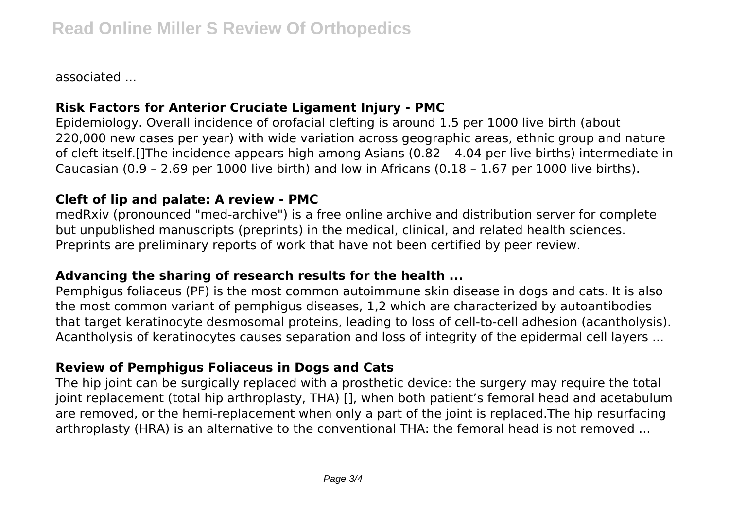associated ...

### Risk Factors for Anterior Cruciate Ligament Injury - PMC

Epidemiology. Overall incidence of orofacial clefting is around 1.5 per 1000 live birth (about 220,000 new cases per year) with wide variation across geographic areas, ethnic group and nature of cleft itself.[]The incidence appears high among Asians (0.82 – 4.04 per live births) intermediate in Caucasian (0.9 – 2.69 per 1000 live birth) and low in Africans (0.18 – 1.67 per 1000 live births).

### Cleft of lip and palate: A review - PMC

medRxiv (pronounced "med-archive") is a free online archive and distribution server for complete but unpublished manuscripts (preprints) in the medical, clinical, and related health sciences. Preprints are preliminary reports of work that have not been certified by peer review.

### Advancing the sharing of research results for the health ...

Pemphigus foliaceus (PF) is the most common autoimmune skin disease in dogs and cats. It is also the most common variant of pemphigus diseases, 1,2 which are characterized by autoantibodies that target keratinocyte desmosomal proteins, leading to loss of cell-to-cell adhesion (acantholysis). Acantholysis of keratinocytes causes separation and loss of integrity of the epidermal cell layers ...

### Review of Pemphigus Foliaceus in Dogs and Cats

The hip joint can be surgically replaced with a prosthetic device: the surgery may require the total joint replacement (total hip arthroplasty, THA) [], when both patient's femoral head and acetabulum are removed, or the hemi-replacement when only a part of the joint is replaced.The hip resurfacing arthroplasty (HRA) is an alternative to the conventional THA: the femoral head is not removed ...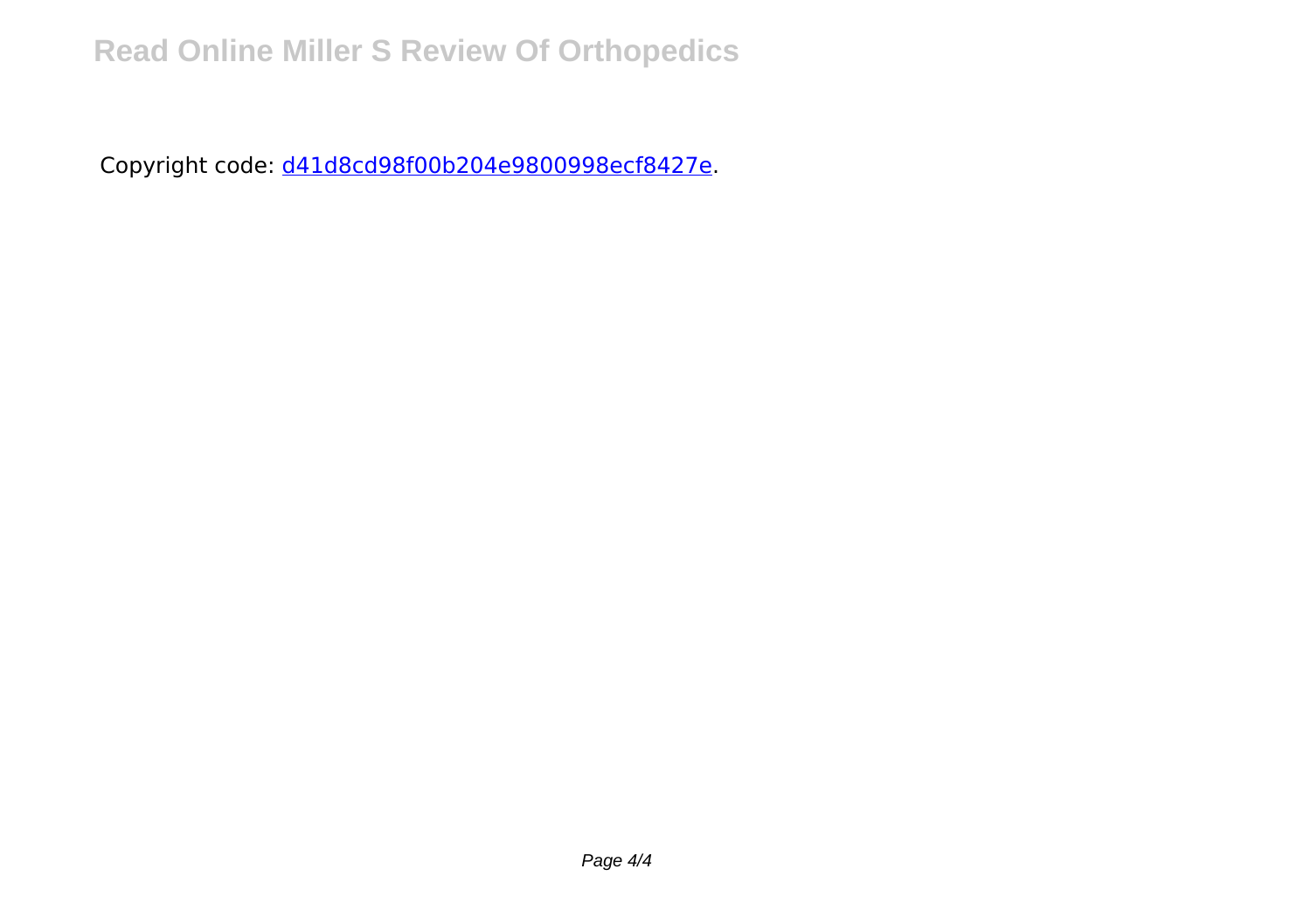Copyright code: d41d8cd98f00b204e9800998ecf8427e.